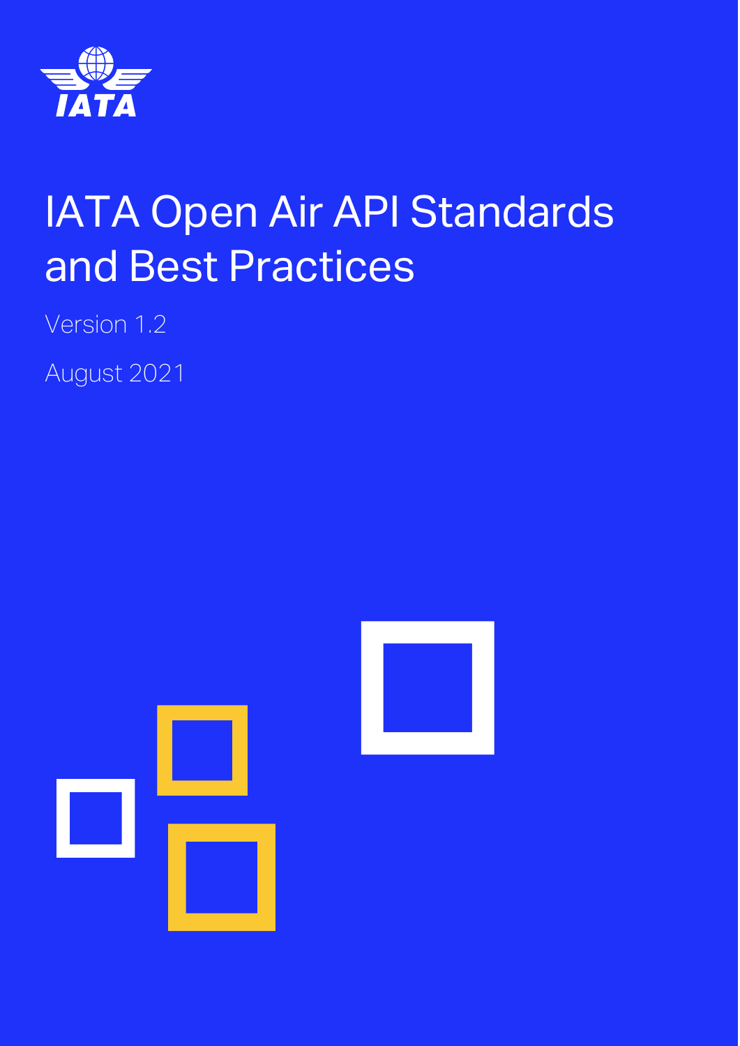IATA

# IATA Open Air API Standards and Best Practices

Version 1.2

August 2021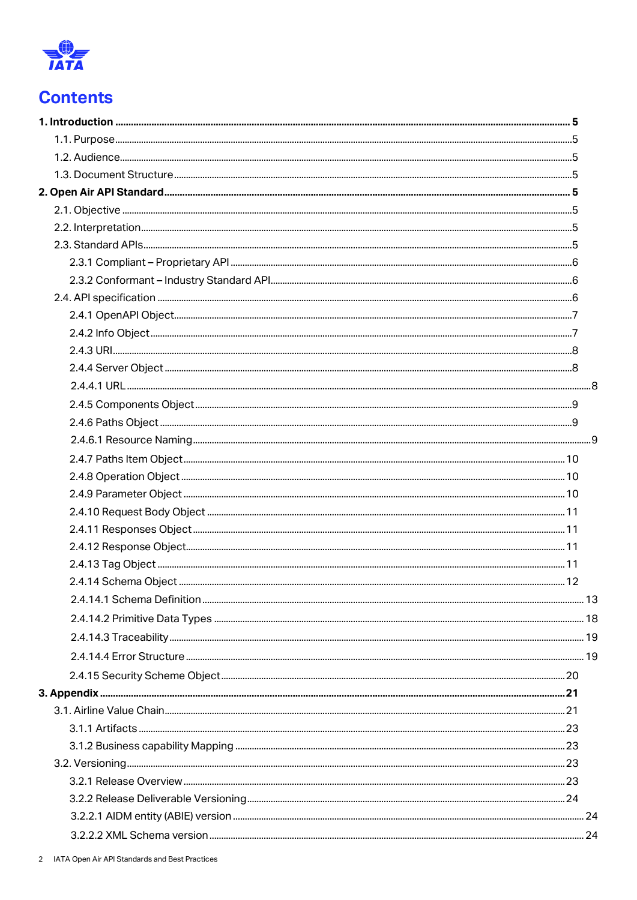# Contents

**1. Introduction ........................................................ 5**

1.1. Purpose ........................................................ 5

1.2. Audience ........................................................ 5

1.3. Document Structure ........................................................ 5

**2. Open Air API Standard ........................................................ 5**

2.1. Objective ........................................................ 5

2.2. Interpretation ........................................................ 5

2.3. Standard APIs ........................................................ 5

2.3.1 Compliant – Proprietary API ........................................................ 6

2.3.2 Conformant – Industry Standard API ........................................................ 6

2.4. API specification ........................................................ 6

2.4.1 OpenAPI Object ........................................................ 7

2.4.2 Info Object ........................................................ 7

2.4.3 URI ........................................................ 8

2.4.4 Server Object ........................................................ 8

2.4.4.1 URL ........................................................ 8

2.4.5 Components Object ........................................................ 9

2.4.6 Paths Object ........................................................ 9

2.4.6.1 Resource Naming ........................................................ 9

2.4.7 Paths Item Object ........................................................ 10

2.4.8 Operation Object ........................................................ 10

2.4.9 Parameter Object ........................................................ 10

2.4.10 Request Body Object ........................................................ 11

2.4.11 Responses Object ........................................................ 11

2.4.12 Response Object ........................................................ 11

2.4.13 Tag Object ........................................................ 11

2.4.14 Schema Object ........................................................ 12

2.4.14.1 Schema Definition ........................................................ 13

2.4.14.2 Primitive Data Types ........................................................ 18

2.4.14.3 Traceability ........................................................ 19

2.4.14.4 Error Structure ........................................................ 19

2.4.15 Security Scheme Object ........................................................ 20

**3. Appendix ........................................................ 21**

3.1. Airline Value Chain ........................................................ 21

3.1.1 Artifacts ........................................................ 23

3.1.2 Business capability Mapping ........................................................ 23

3.2. Versioning ........................................................ 23

3.2.1 Release Overview ........................................................ 23

3.2.2 Release Deliverable Versioning ........................................................ 24

3.2.2.1 AIDM entity (ABIE) version ........................................................ 24

3.2.2.2 XML Schema version ........................................................ 24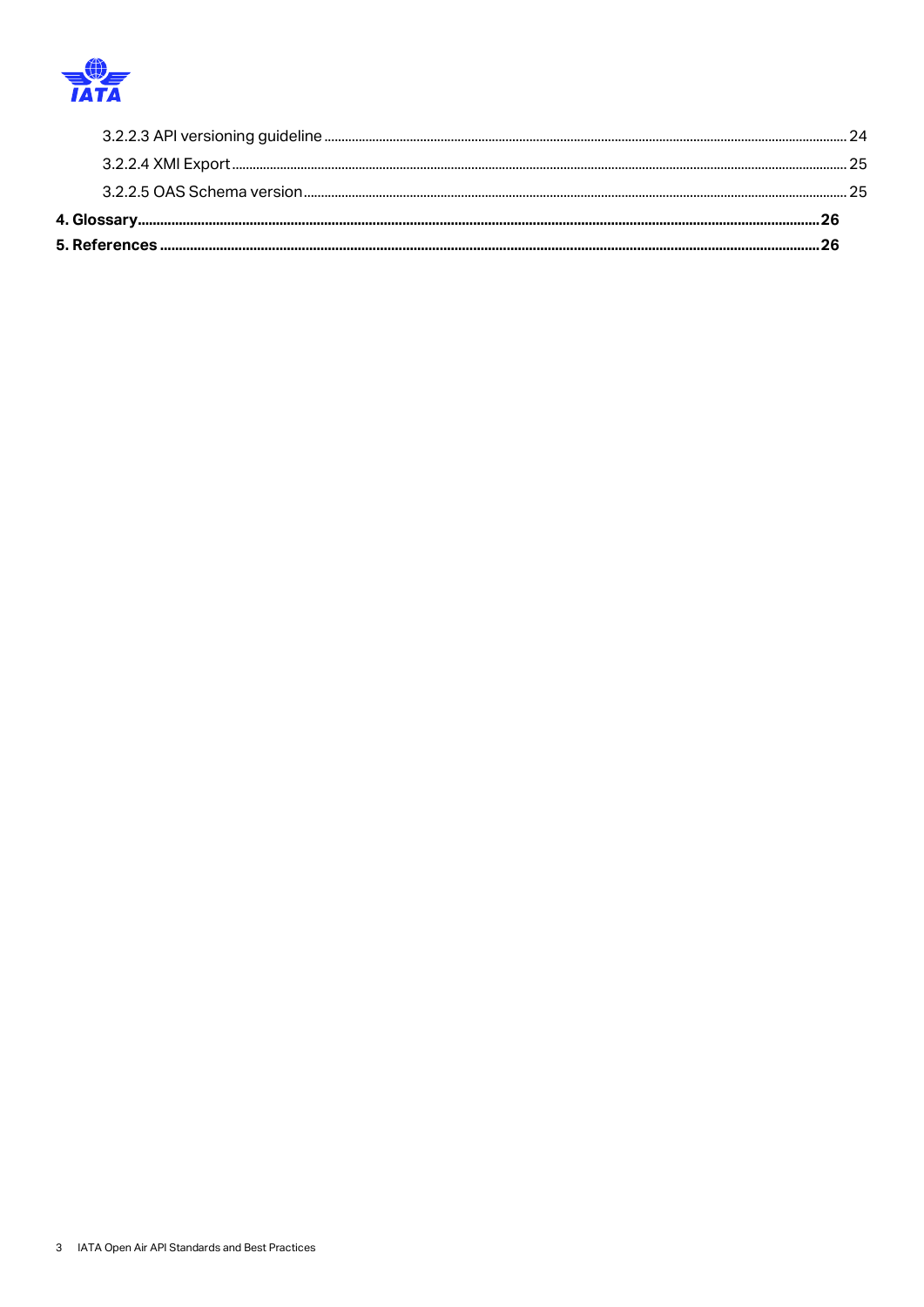3.2.2.3 API versioning guideline ........ 24

3.2.2.4 XMI Export ........ 25

3.2.2.5 OAS Schema version ........ 25

**4. Glossary ........ 26**

**5. References ........ 26**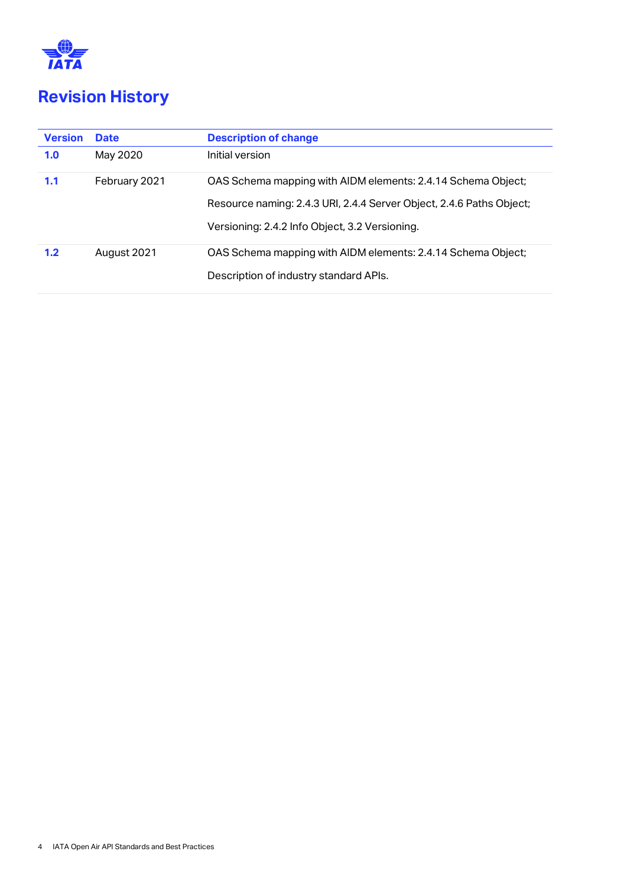# Revision History

| Version | Date | Description of change |
|---|---|---|
| **1.0** | May 2020 | Initial version |
| **1.1** | February 2021 | OAS Schema mapping with AIDM elements: 2.4.14 Schema Object;<br>Resource naming: 2.4.3 URI, 2.4.4 Server Object, 2.4.6 Paths Object;<br>Versioning: 2.4.2 Info Object, 3.2 Versioning. |
| **1.2** | August 2021 | OAS Schema mapping with AIDM elements: 2.4.14 Schema Object;<br>Description of industry standard APIs. |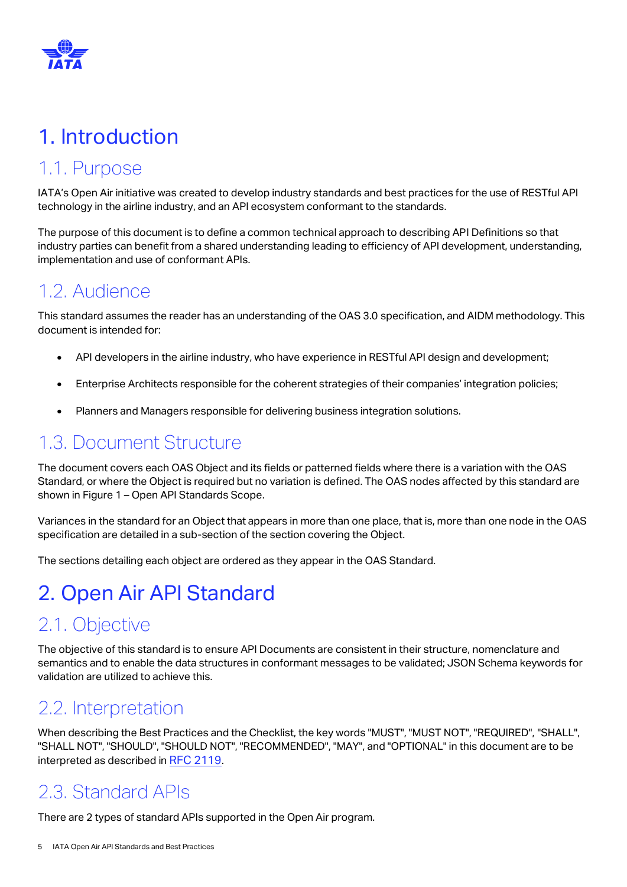# 1. Introduction

## 1.1. Purpose

IATA's Open Air initiative was created to develop industry standards and best practices for the use of RESTful API technology in the airline industry, and an API ecosystem conformant to the standards.

The purpose of this document is to define a common technical approach to describing API Definitions so that industry parties can benefit from a shared understanding leading to efficiency of API development, understanding, implementation and use of conformant APIs.

## 1.2. Audience

This standard assumes the reader has an understanding of the OAS 3.0 specification, and AIDM methodology. This document is intended for:

- API developers in the airline industry, who have experience in RESTful API design and development;
- Enterprise Architects responsible for the coherent strategies of their companies' integration policies;
- Planners and Managers responsible for delivering business integration solutions.

## 1.3. Document Structure

The document covers each OAS Object and its fields or patterned fields where there is a variation with the OAS Standard, or where the Object is required but no variation is defined. The OAS nodes affected by this standard are shown in Figure 1 – Open API Standards Scope.

Variances in the standard for an Object that appears in more than one place, that is, more than one node in the OAS specification are detailed in a sub-section of the section covering the Object.

The sections detailing each object are ordered as they appear in the OAS Standard.

# 2. Open Air API Standard

## 2.1. Objective

The objective of this standard is to ensure API Documents are consistent in their structure, nomenclature and semantics and to enable the data structures in conformant messages to be validated; JSON Schema keywords for validation are utilized to achieve this.

## 2.2. Interpretation

When describing the Best Practices and the Checklist, the key words "MUST", "MUST NOT", "REQUIRED", "SHALL", "SHALL NOT", "SHOULD", "SHOULD NOT", "RECOMMENDED", "MAY", and "OPTIONAL" in this document are to be interpreted as described in RFC 2119.

## 2.3. Standard APIs

There are 2 types of standard APIs supported in the Open Air program.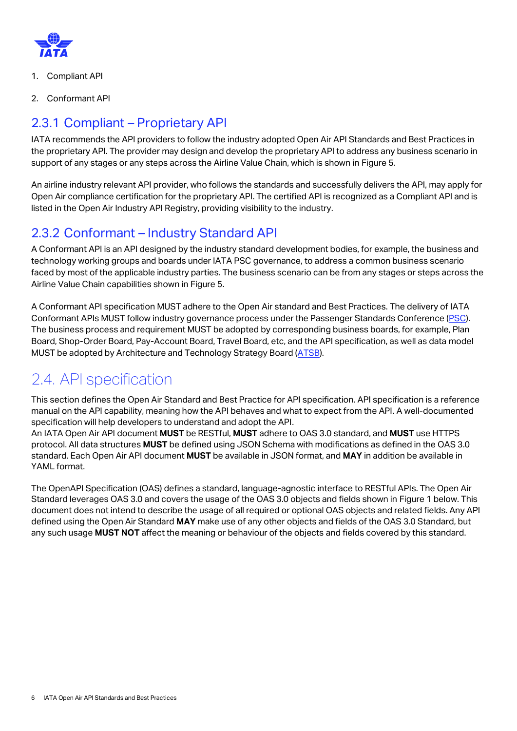1. Compliant API

2. Conformant API

### 2.3.1 Compliant – Proprietary API

IATA recommends the API providers to follow the industry adopted Open Air API Standards and Best Practices in the proprietary API. The provider may design and develop the proprietary API to address any business scenario in support of any stages or any steps across the Airline Value Chain, which is shown in Figure 5.

An airline industry relevant API provider, who follows the standards and successfully delivers the API, may apply for Open Air compliance certification for the proprietary API. The certified API is recognized as a Compliant API and is listed in the Open Air Industry API Registry, providing visibility to the industry.

### 2.3.2 Conformant – Industry Standard API

A Conformant API is an API designed by the industry standard development bodies, for example, the business and technology working groups and boards under IATA PSC governance, to address a common business scenario faced by most of the applicable industry parties. The business scenario can be from any stages or steps across the Airline Value Chain capabilities shown in Figure 5.

A Conformant API specification MUST adhere to the Open Air standard and Best Practices. The delivery of IATA Conformant APIs MUST follow industry governance process under the Passenger Standards Conference (PSC). The business process and requirement MUST be adopted by corresponding business boards, for example, Plan Board, Shop-Order Board, Pay-Account Board, Travel Board, etc, and the API specification, as well as data model MUST be adopted by Architecture and Technology Strategy Board (ATSB).

## 2.4. API specification

This section defines the Open Air Standard and Best Practice for API specification. API specification is a reference manual on the API capability, meaning how the API behaves and what to expect from the API. A well-documented specification will help developers to understand and adopt the API.
An IATA Open Air API document **MUST** be RESTful, **MUST** adhere to OAS 3.0 standard, and **MUST** use HTTPS protocol. All data structures **MUST** be defined using JSON Schema with modifications as defined in the OAS 3.0 standard. Each Open Air API document **MUST** be available in JSON format, and **MAY** in addition be available in YAML format.

The OpenAPI Specification (OAS) defines a standard, language-agnostic interface to RESTful APIs. The Open Air Standard leverages OAS 3.0 and covers the usage of the OAS 3.0 objects and fields shown in Figure 1 below. This document does not intend to describe the usage of all required or optional OAS objects and related fields. Any API defined using the Open Air Standard **MAY** make use of any other objects and fields of the OAS 3.0 Standard, but any such usage **MUST NOT** affect the meaning or behaviour of the objects and fields covered by this standard.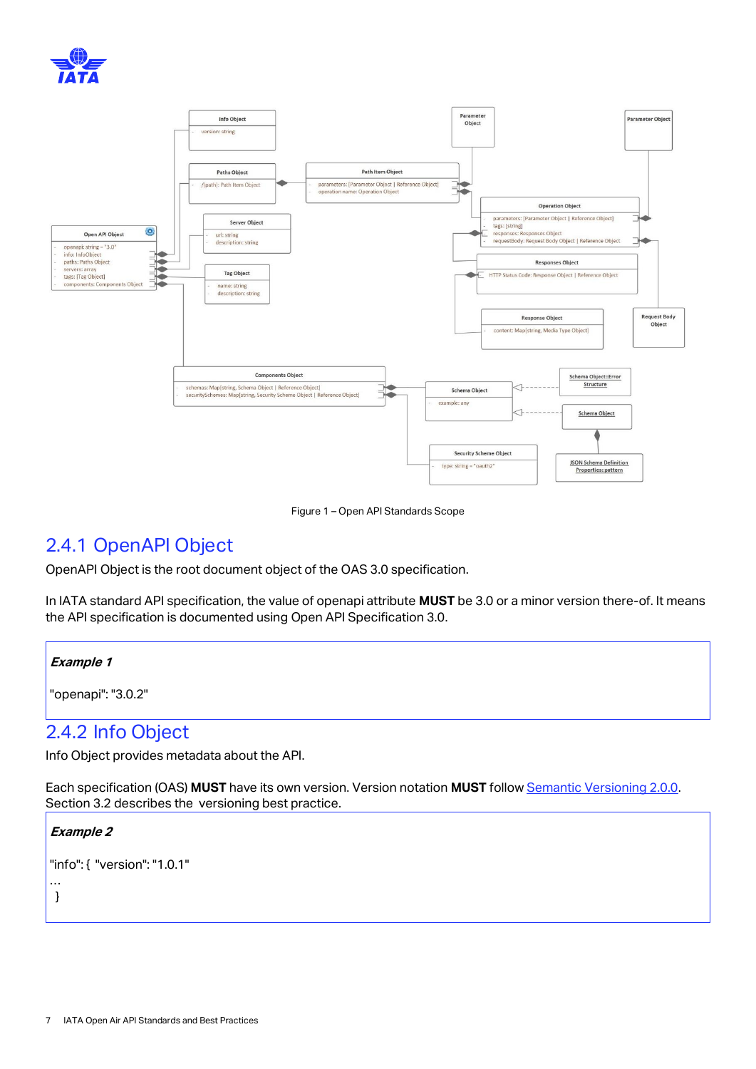Figure 1 – Open API Standards Scope

## 2.4.1 OpenAPI Object

OpenAPI Object is the root document object of the OAS 3.0 specification.

In IATA standard API specification, the value of openapi attribute **MUST** be 3.0 or a minor version there-of. It means the API specification is documented using Open API Specification 3.0.

> ***Example 1***
>
> "openapi": "3.0.2"

## 2.4.2 Info Object

Info Object provides metadata about the API.

Each specification (OAS) **MUST** have its own version. Version notation **MUST** follow [Semantic Versioning 2.0.0](). Section 3.2 describes the versioning best practice.

> ***Example 2***
>
> "info": { "version": "1.0.1"
> …
> }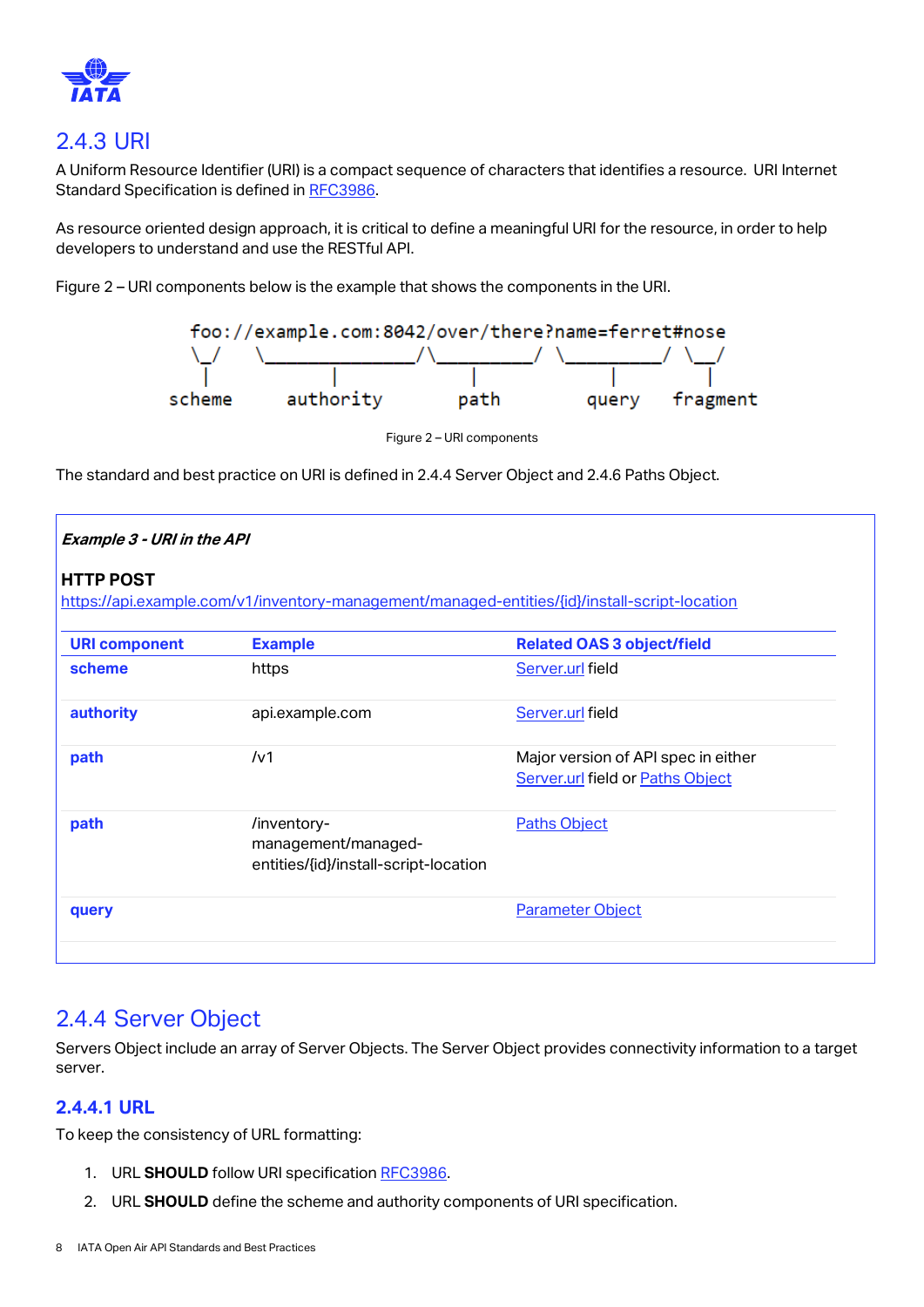## 2.4.3 URI

A Uniform Resource Identifier (URI) is a compact sequence of characters that identifies a resource. URI Internet Standard Specification is defined in [RFC3986](https://tools.ietf.org/html/rfc3986).

As resource oriented design approach, it is critical to define a meaningful URI for the resource, in order to help developers to understand and use the RESTful API.

Figure 2 – URI components below is the example that shows the components in the URI.

```
  foo://example.com:8042/over/there?name=ferret#nose
  \_/   \______________/\_________/ \_________/ \__/
   |           |            |            |        |
scheme     authority       path        query   fragment
```

Figure 2 – URI components

The standard and best practice on URI is defined in 2.4.4 Server Object and 2.4.6 Paths Object.

***Example 3 - URI in the API***

**HTTP POST**
https://api.example.com/v1/inventory-management/managed-entities/{id}/install-script-location

| URI component | Example | Related OAS 3 object/field |
|---|---|---|
| **scheme** | https | Server.url field |
| **authority** | api.example.com | Server.url field |
| **path** | /v1 | Major version of API spec in either Server.url field or Paths Object |
| **path** | /inventory-management/managed-entities/{id}/install-script-location | Paths Object |
| **query** | | Parameter Object |

## 2.4.4 Server Object

Servers Object include an array of Server Objects. The Server Object provides connectivity information to a target server.

### 2.4.4.1 URL

To keep the consistency of URL formatting:

1. URL **SHOULD** follow URI specification [RFC3986](https://tools.ietf.org/html/rfc3986).
2. URL **SHOULD** define the scheme and authority components of URI specification.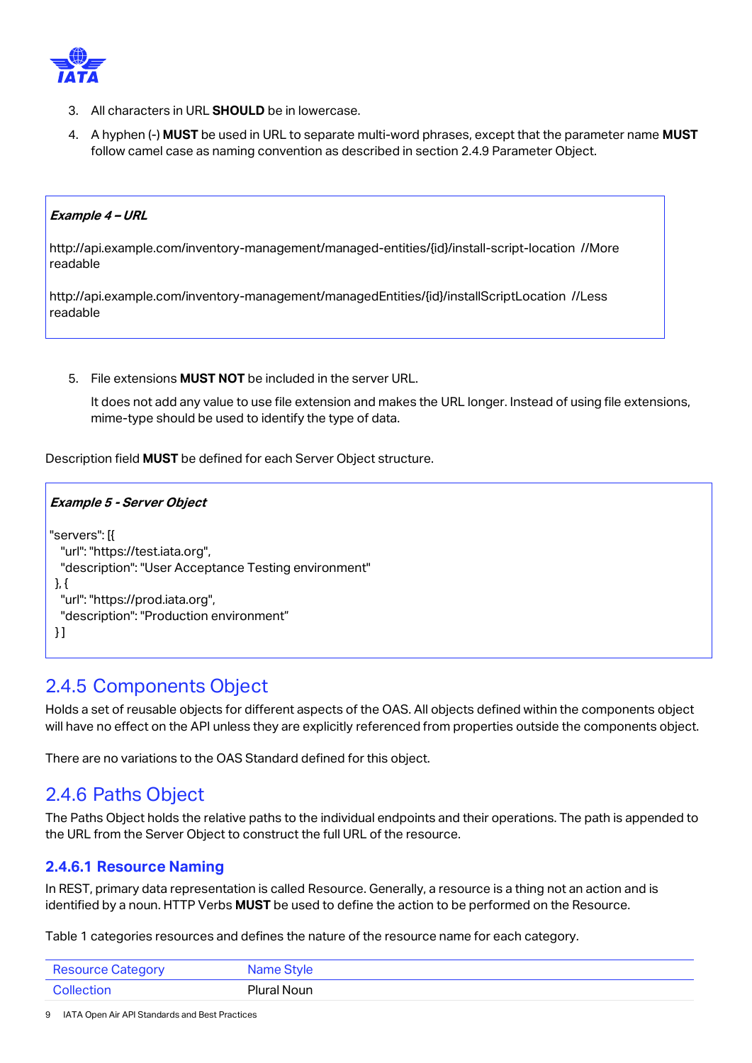3. All characters in URL **SHOULD** be in lowercase.
4. A hyphen (-) **MUST** be used in URL to separate multi-word phrases, except that the parameter name **MUST** follow camel case as naming convention as described in section 2.4.9 Parameter Object.

***Example 4 – URL***

http://api.example.com/inventory-management/managed-entities/{id}/install-script-location //More readable

http://api.example.com/inventory-management/managedEntities/{id}/installScriptLocation //Less readable

5. File extensions **MUST NOT** be included in the server URL.

   It does not add any value to use file extension and makes the URL longer. Instead of using file extensions, mime-type should be used to identify the type of data.

Description field **MUST** be defined for each Server Object structure.

***Example 5 - Server Object***

```
"servers": [{
  "url": "https://test.iata.org",
  "description": "User Acceptance Testing environment"
 }, {
  "url": "https://prod.iata.org",
  "description": "Production environment"
 }]
```

## 2.4.5 Components Object

Holds a set of reusable objects for different aspects of the OAS. All objects defined within the components object will have no effect on the API unless they are explicitly referenced from properties outside the components object.

There are no variations to the OAS Standard defined for this object.

## 2.4.6 Paths Object

The Paths Object holds the relative paths to the individual endpoints and their operations. The path is appended to the URL from the Server Object to construct the full URL of the resource.

### 2.4.6.1 Resource Naming

In REST, primary data representation is called Resource. Generally, a resource is a thing not an action and is identified by a noun. HTTP Verbs **MUST** be used to define the action to be performed on the Resource.

Table 1 categories resources and defines the nature of the resource name for each category.

| Resource Category | Name Style |
|---|---|
| Collection | Plural Noun |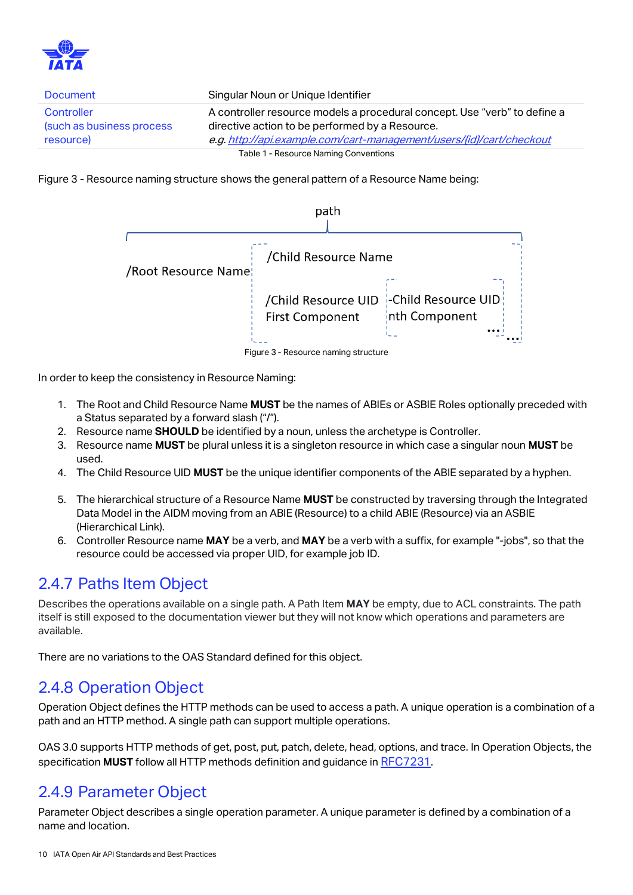| | |
|---|---|
| Document | Singular Noun or Unique Identifier |
| Controller (such as business process resource) | A controller resource models a procedural concept. Use "verb" to define a directive action to be performed by a Resource. *e.g. http://api.example.com/cart-management/users/{id}/cart/checkout* |

Table 1 - Resource Naming Conventions

Figure 3 - Resource naming structure shows the general pattern of a Resource Name being:

```
                                path
/Root Resource Name  /Child Resource Name
                     /Child Resource UID   -Child Resource UID
                     First Component       nth Component
                                                          ...  ...
```

Figure 3 - Resource naming structure

In order to keep the consistency in Resource Naming:

1. The Root and Child Resource Name **MUST** be the names of ABIEs or ASBIE Roles optionally preceded with a Status separated by a forward slash ("/").
2. Resource name **SHOULD** be identified by a noun, unless the archetype is Controller.
3. Resource name **MUST** be plural unless it is a singleton resource in which case a singular noun **MUST** be used.
4. The Child Resource UID **MUST** be the unique identifier components of the ABIE separated by a hyphen.
5. The hierarchical structure of a Resource Name **MUST** be constructed by traversing through the Integrated Data Model in the AIDM moving from an ABIE (Resource) to a child ABIE (Resource) via an ASBIE (Hierarchical Link).
6. Controller Resource name **MAY** be a verb, and **MAY** be a verb with a suffix, for example "-jobs", so that the resource could be accessed via proper UID, for example job ID.

## 2.4.7 Paths Item Object

Describes the operations available on a single path. A Path Item **MAY** be empty, due to ACL constraints. The path itself is still exposed to the documentation viewer but they will not know which operations and parameters are available.

There are no variations to the OAS Standard defined for this object.

## 2.4.8 Operation Object

Operation Object defines the HTTP methods can be used to access a path. A unique operation is a combination of a path and an HTTP method. A single path can support multiple operations.

OAS 3.0 supports HTTP methods of get, post, put, patch, delete, head, options, and trace. In Operation Objects, the specification **MUST** follow all HTTP methods definition and guidance in RFC7231.

## 2.4.9 Parameter Object

Parameter Object describes a single operation parameter. A unique parameter is defined by a combination of a name and location.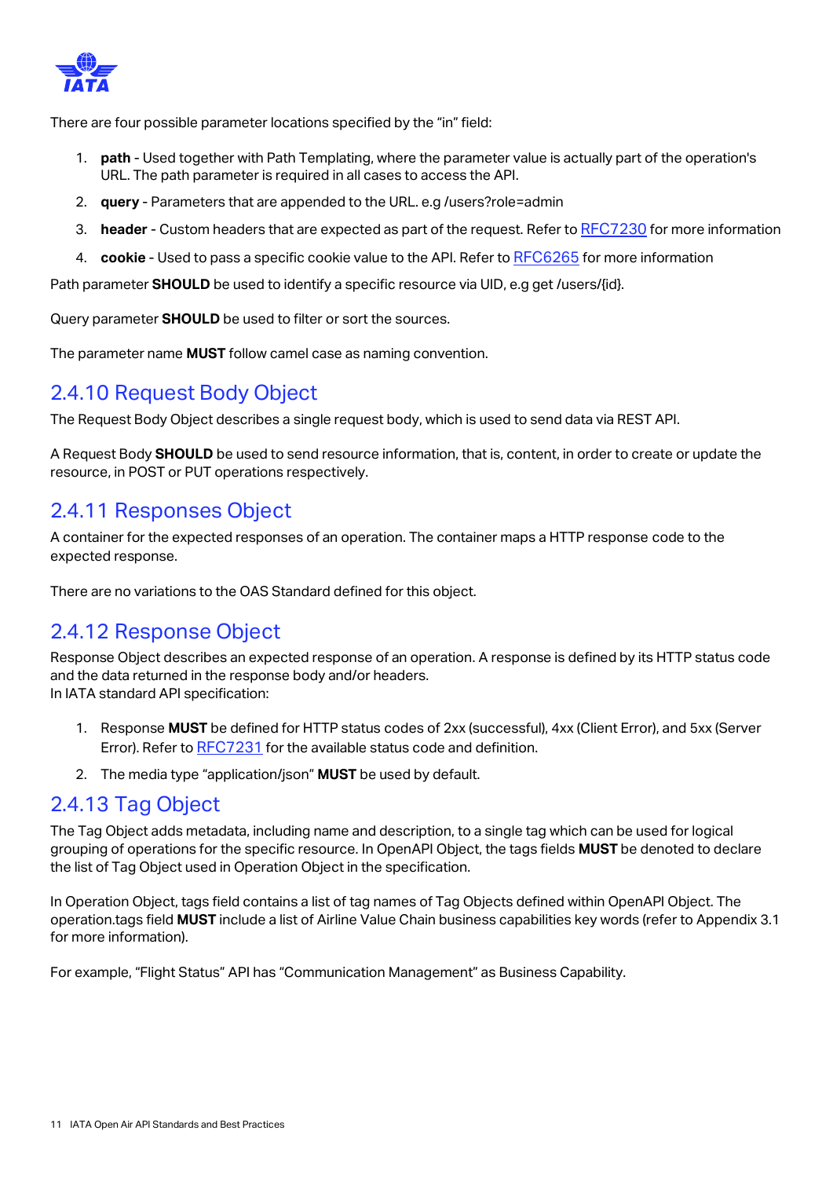There are four possible parameter locations specified by the “in” field:

1. **path** - Used together with Path Templating, where the parameter value is actually part of the operation's URL. The path parameter is required in all cases to access the API.
2. **query** - Parameters that are appended to the URL. e.g /users?role=admin
3. **header** - Custom headers that are expected as part of the request. Refer to RFC7230 for more information
4. **cookie** - Used to pass a specific cookie value to the API. Refer to RFC6265 for more information

Path parameter **SHOULD** be used to identify a specific resource via UID, e.g get /users/{id}.

Query parameter **SHOULD** be used to filter or sort the sources.

The parameter name **MUST** follow camel case as naming convention.

### 2.4.10 Request Body Object

The Request Body Object describes a single request body, which is used to send data via REST API.

A Request Body **SHOULD** be used to send resource information, that is, content, in order to create or update the resource, in POST or PUT operations respectively.

### 2.4.11 Responses Object

A container for the expected responses of an operation. The container maps a HTTP response code to the expected response.

There are no variations to the OAS Standard defined for this object.

### 2.4.12 Response Object

Response Object describes an expected response of an operation. A response is defined by its HTTP status code and the data returned in the response body and/or headers.
In IATA standard API specification:

1. Response **MUST** be defined for HTTP status codes of 2xx (successful), 4xx (Client Error), and 5xx (Server Error). Refer to RFC7231 for the available status code and definition.
2. The media type “application/json” **MUST** be used by default.

### 2.4.13 Tag Object

The Tag Object adds metadata, including name and description, to a single tag which can be used for logical grouping of operations for the specific resource. In OpenAPI Object, the tags fields **MUST** be denoted to declare the list of Tag Object used in Operation Object in the specification.

In Operation Object, tags field contains a list of tag names of Tag Objects defined within OpenAPI Object. The operation.tags field **MUST** include a list of Airline Value Chain business capabilities key words (refer to Appendix 3.1 for more information).

For example, “Flight Status” API has “Communication Management” as Business Capability.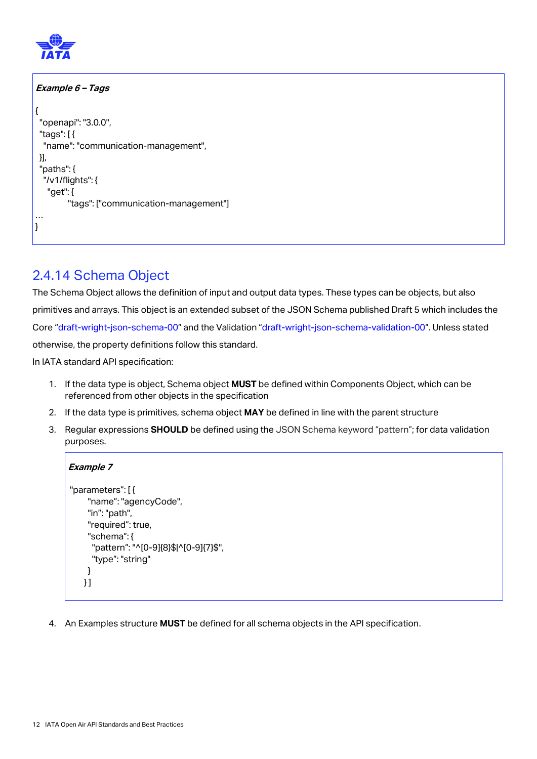***Example 6 – Tags***

```
{
 "openapi": "3.0.0",
 "tags": [ {
  "name": "communication-management",
 }],
 "paths": {
  "/v1/flights": {
   "get": {
        "tags": ["communication-management"]
…
}
```

## 2.4.14 Schema Object

The Schema Object allows the definition of input and output data types. These types can be objects, but also primitives and arrays. This object is an extended subset of the JSON Schema published Draft 5 which includes the Core "draft-wright-json-schema-00" and the Validation "draft-wright-json-schema-validation-00". Unless stated otherwise, the property definitions follow this standard.

In IATA standard API specification:

1. If the data type is object, Schema object **MUST** be defined within Components Object, which can be referenced from other objects in the specification
2. If the data type is primitives, schema object **MAY** be defined in line with the parent structure
3. Regular expressions **SHOULD** be defined using the JSON Schema keyword "pattern"; for data validation purposes.

***Example 7***

```
"parameters": [ {
     "name": "agencyCode",
     "in": "path",
     "required": true,
     "schema": {
      "pattern": "^[0-9]{8}$|^[0-9]{7}$",
      "type": "string"
     }
    } ]
```

4. An Examples structure **MUST** be defined for all schema objects in the API specification.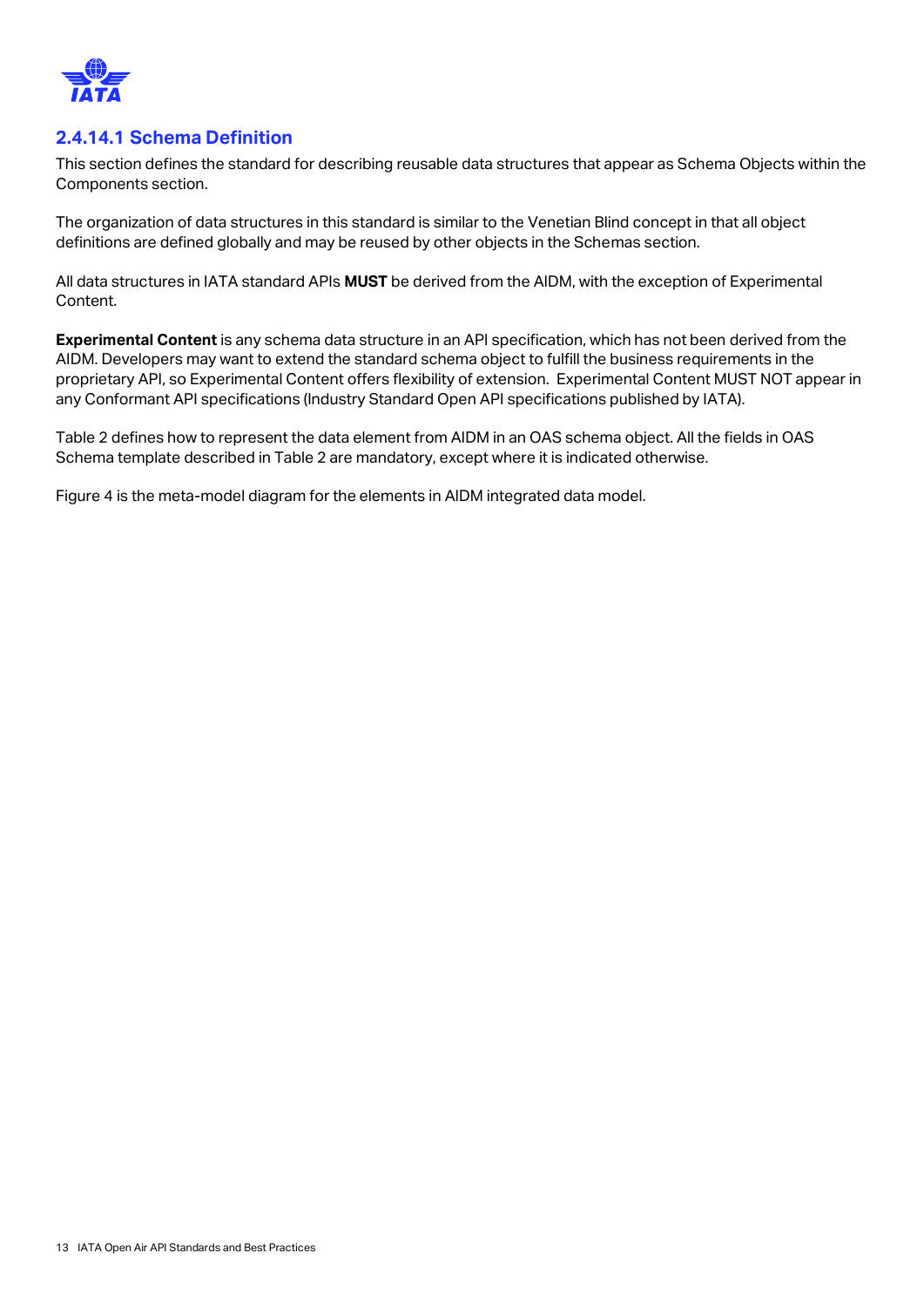#### 2.4.14.1 Schema Definition

This section defines the standard for describing reusable data structures that appear as Schema Objects within the Components section.

The organization of data structures in this standard is similar to the Venetian Blind concept in that all object definitions are defined globally and may be reused by other objects in the Schemas section.

All data structures in IATA standard APIs **MUST** be derived from the AIDM, with the exception of Experimental Content.

**Experimental Content** is any schema data structure in an API specification, which has not been derived from the AIDM. Developers may want to extend the standard schema object to fulfill the business requirements in the proprietary API, so Experimental Content offers flexibility of extension. Experimental Content MUST NOT appear in any Conformant API specifications (Industry Standard Open API specifications published by IATA).

Table 2 defines how to represent the data element from AIDM in an OAS schema object. All the fields in OAS Schema template described in Table 2 are mandatory, except where it is indicated otherwise.

Figure 4 is the meta-model diagram for the elements in AIDM integrated data model.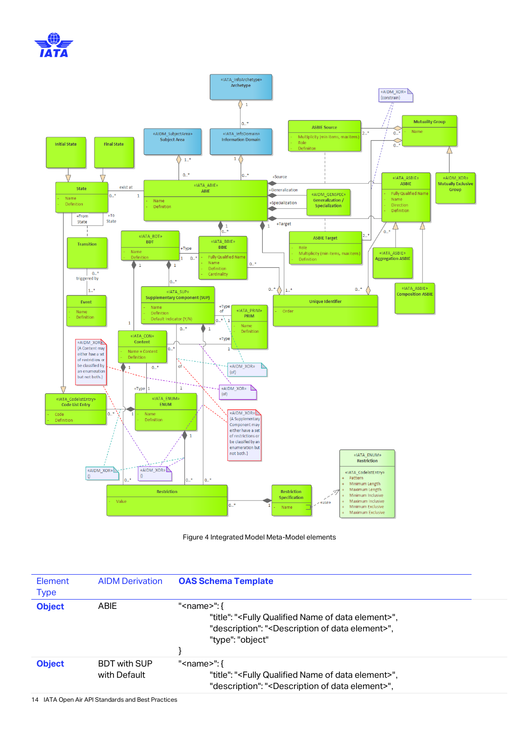Figure 4 Integrated Model Meta-Model elements

| Element Type | AIDM Derivation | OAS Schema Template |
|---|---|---|
| **Object** | ABIE | "<name>": {<br>"title": "<Fully Qualified Name of data element>",<br>"description": "<Description of data element>",<br>"type": "object"<br>} |
| **Object** | BDT with SUP with Default | "<name>": {<br>"title": "<Fully Qualified Name of data element>",<br>"description": "<Description of data element>", |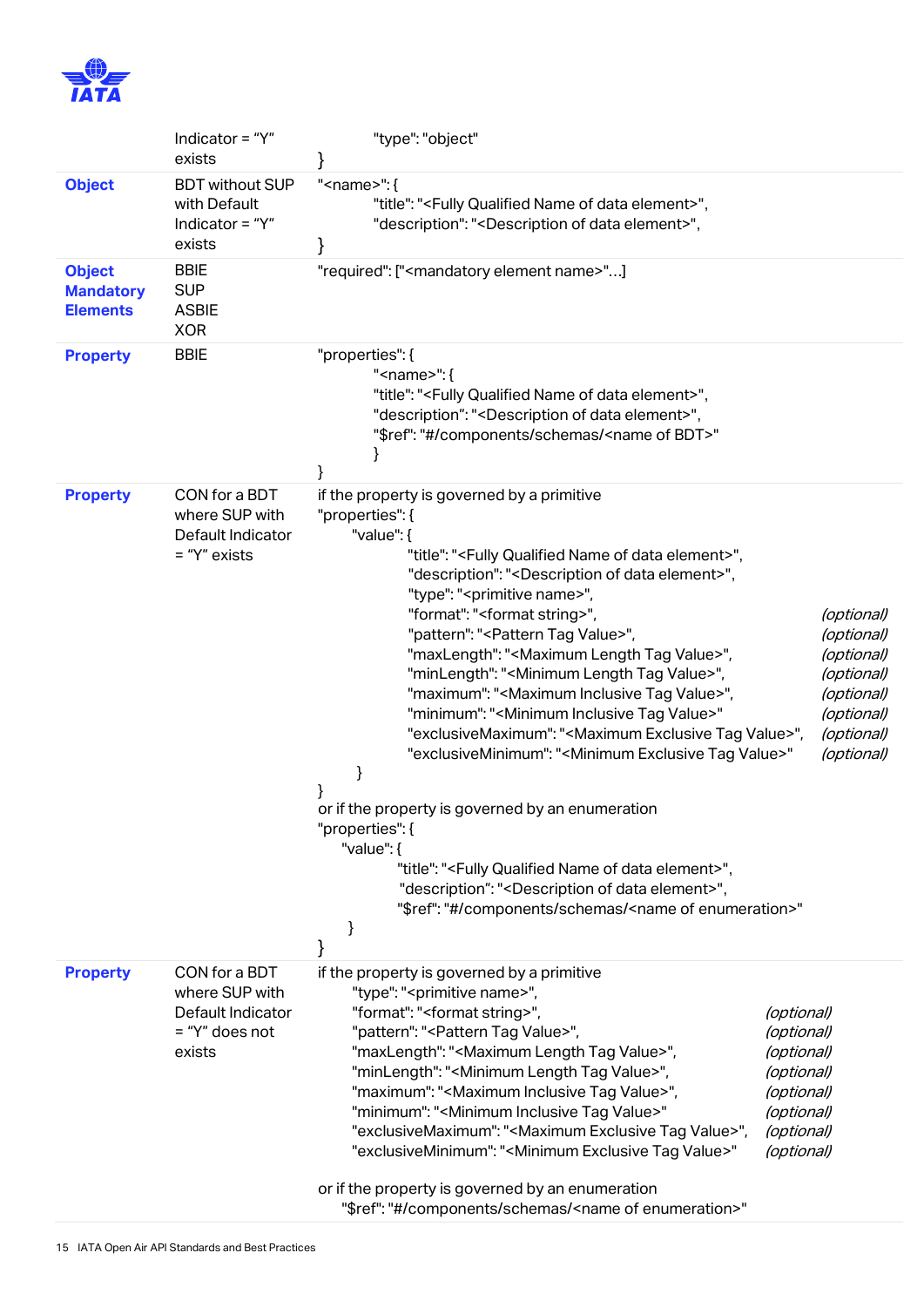| | | |
|---|---|---|
| | Indicator = "Y" exists | "type": "object"<br>} |
| **Object** | BDT without SUP with Default Indicator = "Y" exists | "<name>": {<br>"title": "<Fully Qualified Name of data element>",<br>"description": "<Description of data element>",<br>} |
| **Object Mandatory Elements** | BBIE<br>SUP<br>ASBIE<br>XOR | "required": ["<mandatory element name>"...] |
| **Property** | BBIE | "properties": {<br>"<name>": {<br>"title": "<Fully Qualified Name of data element>",<br>"description": "<Description of data element>",<br>"$ref": "#/components/schemas/<name of BDT>"<br>}<br>} |
| **Property** | CON for a BDT where SUP with Default Indicator = "Y" exists | if the property is governed by a primitive<br>"properties": {<br>"value": {<br>"title": "<Fully Qualified Name of data element>",<br>"description": "<Description of data element>",<br>"type": "<primitive name>",<br>"format": "<format string>", *(optional)*<br>"pattern": "<Pattern Tag Value>", *(optional)*<br>"maxLength": "<Maximum Length Tag Value>", *(optional)*<br>"minLength": "<Minimum Length Tag Value>", *(optional)*<br>"maximum": "<Maximum Inclusive Tag Value>", *(optional)*<br>"minimum": "<Minimum Inclusive Tag Value>" *(optional)*<br>"exclusiveMaximum": "<Maximum Exclusive Tag Value>", *(optional)*<br>"exclusiveMinimum": "<Minimum Exclusive Tag Value>" *(optional)*<br>}<br>}<br>or if the property is governed by an enumeration<br>"properties": {<br>"value": {<br>"title": "<Fully Qualified Name of data element>",<br>"description": "<Description of data element>",<br>"$ref": "#/components/schemas/<name of enumeration>"<br>}<br>} |
| **Property** | CON for a BDT where SUP with Default Indicator = "Y" does not exists | if the property is governed by a primitive<br>"type": "<primitive name>",<br>"format": "<format string>", *(optional)*<br>"pattern": "<Pattern Tag Value>", *(optional)*<br>"maxLength": "<Maximum Length Tag Value>", *(optional)*<br>"minLength": "<Minimum Length Tag Value>", *(optional)*<br>"maximum": "<Maximum Inclusive Tag Value>", *(optional)*<br>"minimum": "<Minimum Inclusive Tag Value>" *(optional)*<br>"exclusiveMaximum": "<Maximum Exclusive Tag Value>", *(optional)*<br>"exclusiveMinimum": "<Minimum Exclusive Tag Value>" *(optional)*<br><br>or if the property is governed by an enumeration<br>"$ref": "#/components/schemas/<name of enumeration>" |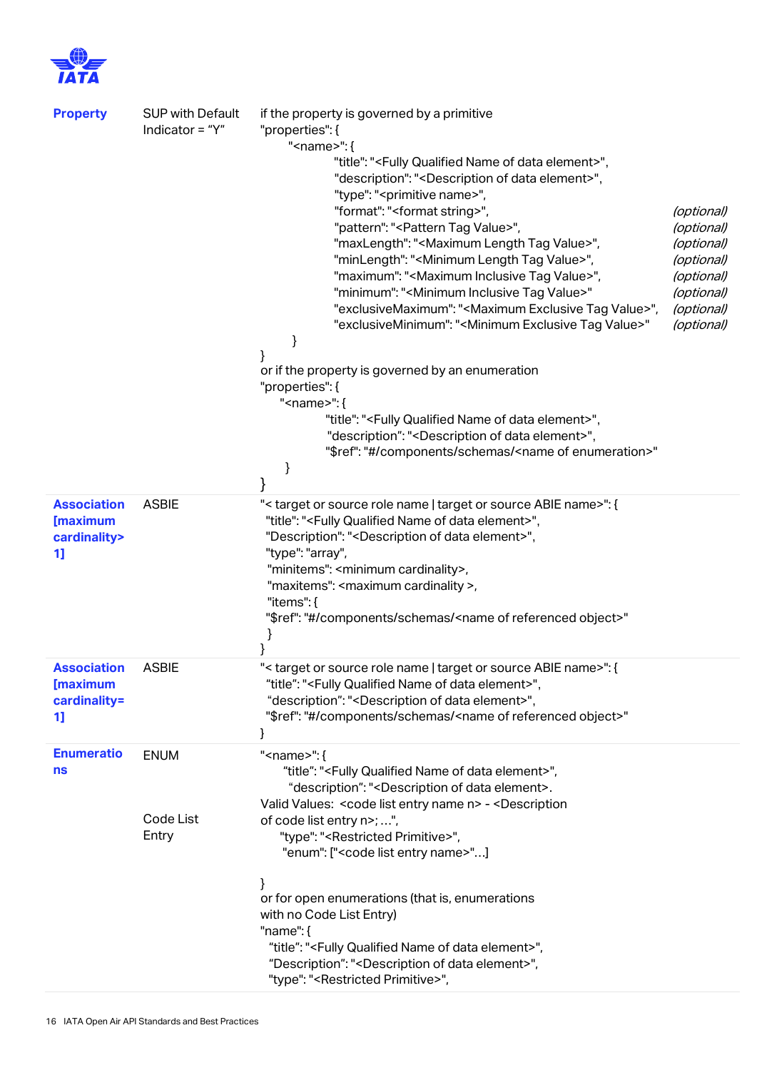| Property | SUP with Default Indicator = "Y" | if the property is governed by a primitive<br>"properties": {<br>"<name>": {<br>"title": "<Fully Qualified Name of data element>",<br>"description": "<Description of data element>",<br>"type": "<primitive name>",<br>"format": "<format string>", *(optional)*<br>"pattern": "<Pattern Tag Value>", *(optional)*<br>"maxLength": "<Maximum Length Tag Value>", *(optional)*<br>"minLength": "<Minimum Length Tag Value>", *(optional)*<br>"maximum": "<Maximum Inclusive Tag Value>", *(optional)*<br>"minimum": "<Minimum Inclusive Tag Value>" *(optional)*<br>"exclusiveMaximum": "<Maximum Exclusive Tag Value>", *(optional)*<br>"exclusiveMinimum": "<Minimum Exclusive Tag Value>" *(optional)*<br>}<br>}<br>or if the property is governed by an enumeration<br>"properties": {<br>"<name>": {<br>"title": "<Fully Qualified Name of data element>",<br>"description": "<Description of data element>",<br>"$ref": "#/components/schemas/<name of enumeration>"<br>}<br>} |
|---|---|---|
| Association [maximum cardinality> 1] | ASBIE | "< target or source role name \| target or source ABIE name>": {<br>"title": "<Fully Qualified Name of data element>",<br>"Description": "<Description of data element>",<br>"type": "array",<br>"minitems": <minimum cardinality>,<br>"maxitems": <maximum cardinality >,<br>"items": {<br>"$ref": "#/components/schemas/<name of referenced object>"<br>}<br>} |
| Association [maximum cardinality= 1] | ASBIE | "< target or source role name \| target or source ABIE name>": {<br>"title": "<Fully Qualified Name of data element>",<br>"description": "<Description of data element>",<br>"$ref": "#/components/schemas/<name of referenced object>"<br>} |
| Enumerations | ENUM<br><br>Code List Entry | "<name>": {<br>"title": "<Fully Qualified Name of data element>",<br>"description": "<Description of data element>.<br>Valid Values: <code list entry name n> - <Description of code list entry n>; …",<br>"type": "<Restricted Primitive>",<br>"enum": ["<code list entry name>"…]<br><br>}<br>or for open enumerations (that is, enumerations with no Code List Entry)<br>"name": {<br>"title": "<Fully Qualified Name of data element>",<br>"Description": "<Description of data element>",<br>"type": "<Restricted Primitive>", |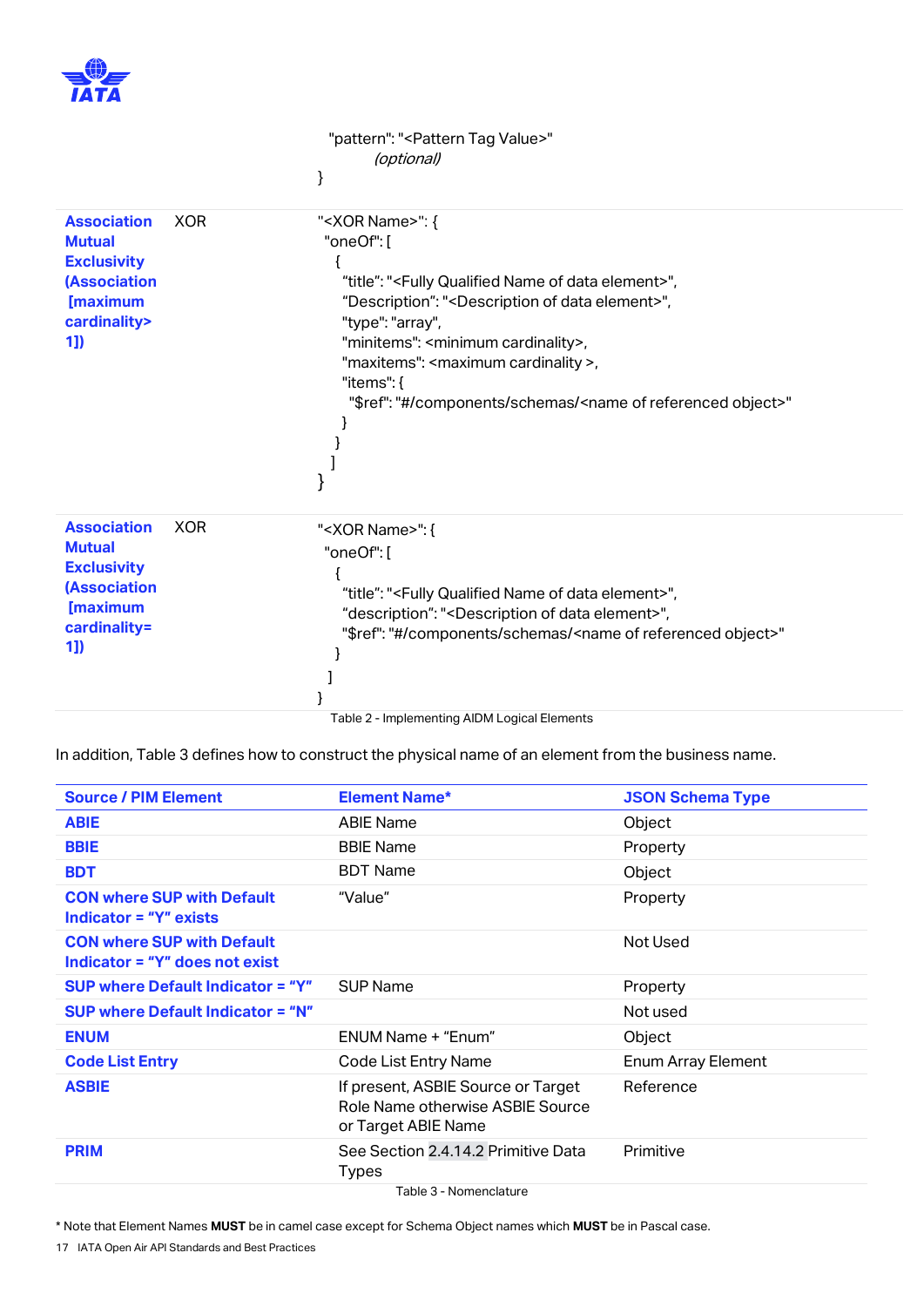```
"pattern": "<Pattern Tag Value>"
        (optional)
}
```

| | | |
|---|---|---|
| **Association Mutual Exclusivity (Association [maximum cardinality> 1])** | XOR | `"<XOR Name>": { "oneOf": [ { "title": "<Fully Qualified Name of data element>", "Description": "<Description of data element>", "type": "array", "minitems": <minimum cardinality>, "maxitems": <maximum cardinality >, "items": { "$ref": "#/components/schemas/<name of referenced object>" } } ] }` |
| **Association Mutual Exclusivity (Association [maximum cardinality= 1])** | XOR | `"<XOR Name>": { "oneOf": [ { "title": "<Fully Qualified Name of data element>", "description": "<Description of data element>", "$ref": "#/components/schemas/<name of referenced object>" } ] }` |

Table 2 - Implementing AIDM Logical Elements

In addition, Table 3 defines how to construct the physical name of an element from the business name.

| Source / PIM Element | Element Name* | JSON Schema Type |
|---|---|---|
| **ABIE** | ABIE Name | Object |
| **BBIE** | BBIE Name | Property |
| **BDT** | BDT Name | Object |
| **CON where SUP with Default Indicator = "Y" exists** | "Value" | Property |
| **CON where SUP with Default Indicator = "Y" does not exist** | | Not Used |
| **SUP where Default Indicator = "Y"** | SUP Name | Property |
| **SUP where Default Indicator = "N"** | | Not used |
| **ENUM** | ENUM Name + "Enum" | Object |
| **Code List Entry** | Code List Entry Name | Enum Array Element |
| **ASBIE** | If present, ASBIE Source or Target Role Name otherwise ASBIE Source or Target ABIE Name | Reference |
| **PRIM** | See Section 2.4.14.2 Primitive Data Types | Primitive |

Table 3 - Nomenclature

* Note that Element Names **MUST** be in camel case except for Schema Object names which **MUST** be in Pascal case.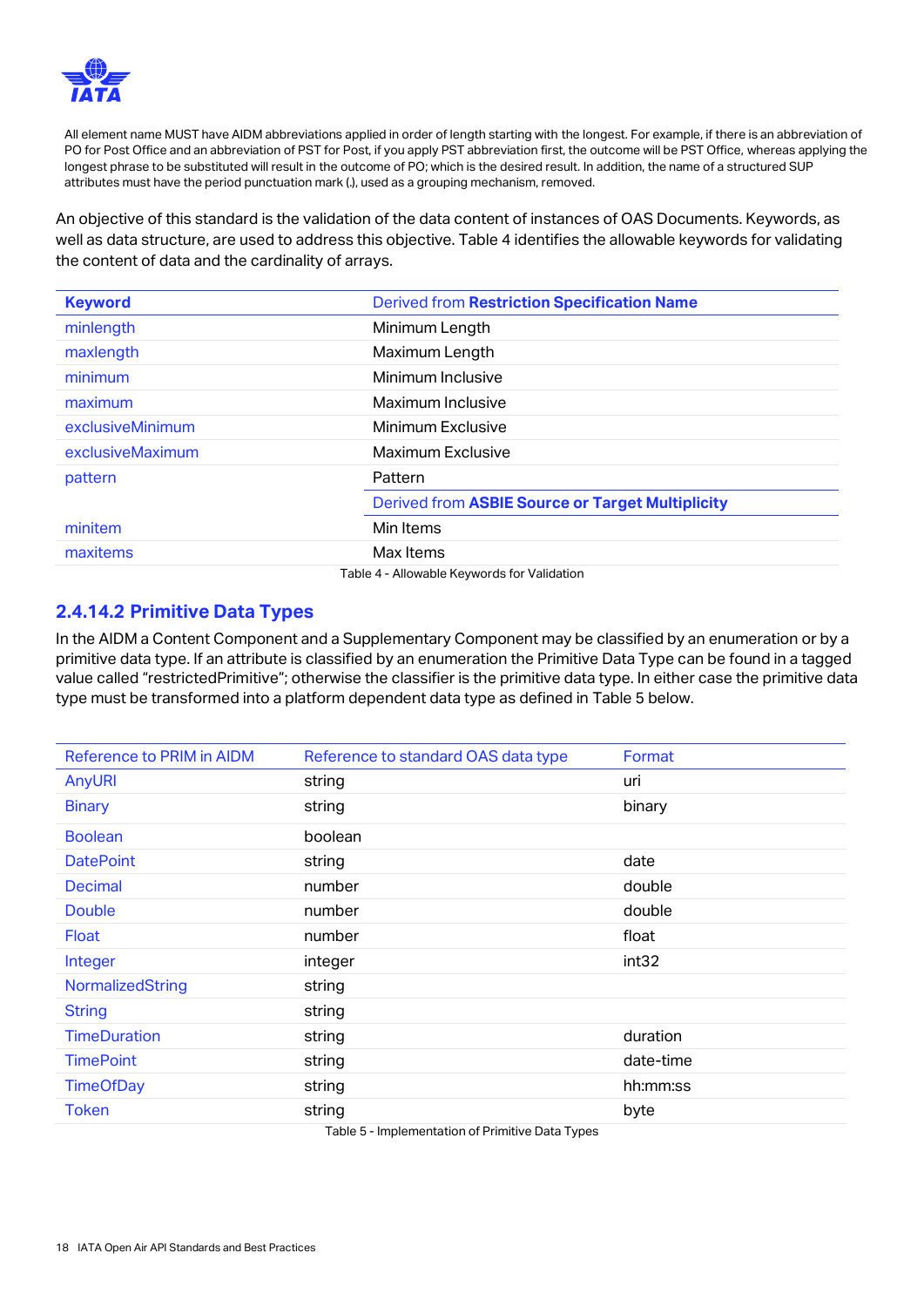All element name MUST have AIDM abbreviations applied in order of length starting with the longest. For example, if there is an abbreviation of PO for Post Office and an abbreviation of PST for Post, if you apply PST abbreviation first, the outcome will be PST Office, whereas applying the longest phrase to be substituted will result in the outcome of PO; which is the desired result. In addition, the name of a structured SUP attributes must have the period punctuation mark (.), used as a grouping mechanism, removed.

An objective of this standard is the validation of the data content of instances of OAS Documents. Keywords, as well as data structure, are used to address this objective. Table 4 identifies the allowable keywords for validating the content of data and the cardinality of arrays.

| **Keyword** | Derived from **Restriction Specification Name** |
|---|---|
| minlength | Minimum Length |
| maxlength | Maximum Length |
| minimum | Minimum Inclusive |
| maximum | Maximum Inclusive |
| exclusiveMinimum | Minimum Exclusive |
| exclusiveMaximum | Maximum Exclusive |
| pattern | Pattern |
| | Derived from **ASBIE Source or Target Multiplicity** |
| minitem | Min Items |
| maxitems | Max Items |

Table 4 - Allowable Keywords for Validation

### 2.4.14.2 Primitive Data Types

In the AIDM a Content Component and a Supplementary Component may be classified by an enumeration or by a primitive data type. If an attribute is classified by an enumeration the Primitive Data Type can be found in a tagged value called "restrictedPrimitive"; otherwise the classifier is the primitive data type. In either case the primitive data type must be transformed into a platform dependent data type as defined in Table 5 below.

| Reference to PRIM in AIDM | Reference to standard OAS data type | Format |
|---|---|---|
| AnyURI | string | uri |
| Binary | string | binary |
| Boolean | boolean | |
| DatePoint | string | date |
| Decimal | number | double |
| Double | number | double |
| Float | number | float |
| Integer | integer | int32 |
| NormalizedString | string | |
| String | string | |
| TimeDuration | string | duration |
| TimePoint | string | date-time |
| TimeOfDay | string | hh:mm:ss |
| Token | string | byte |

Table 5 - Implementation of Primitive Data Types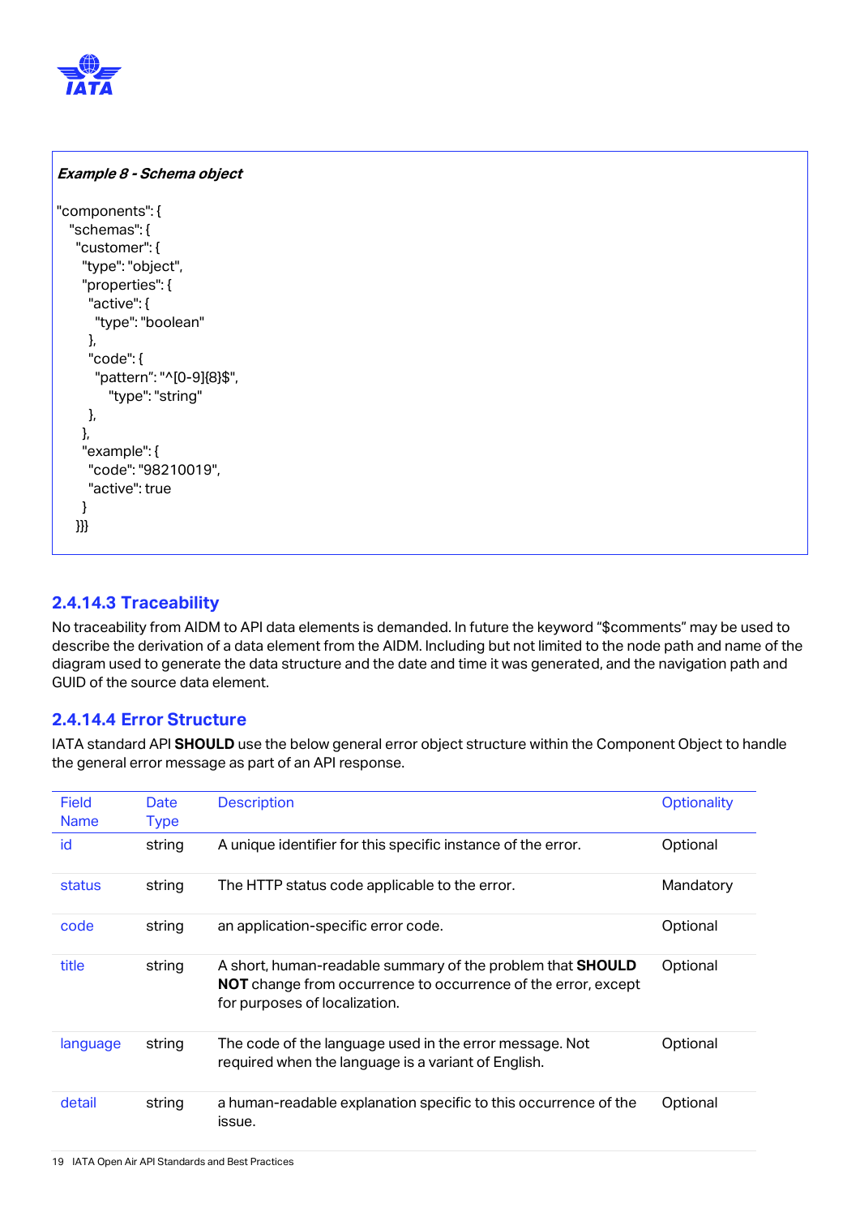*Example 8 - Schema object*

```
"components": {
  "schemas": {
   "customer": {
    "type": "object",
    "properties": {
     "active": {
      "type": "boolean"
     },
     "code": {
      "pattern": "^[0-9]{8}$",
        "type": "string"
     },
    },
    "example": {
     "code": "98210019",
     "active": true
    }
  }}}
```

### 2.4.14.3 Traceability

No traceability from AIDM to API data elements is demanded. In future the keyword "$comments" may be used to describe the derivation of a data element from the AIDM. Including but not limited to the node path and name of the diagram used to generate the data structure and the date and time it was generated, and the navigation path and GUID of the source data element.

### 2.4.14.4 Error Structure

IATA standard API **SHOULD** use the below general error object structure within the Component Object to handle the general error message as part of an API response.

| Field Name | Date Type | Description | Optionality |
|---|---|---|---|
| id | string | A unique identifier for this specific instance of the error. | Optional |
| status | string | The HTTP status code applicable to the error. | Mandatory |
| code | string | an application-specific error code. | Optional |
| title | string | A short, human-readable summary of the problem that **SHOULD NOT** change from occurrence to occurrence of the error, except for purposes of localization. | Optional |
| language | string | The code of the language used in the error message. Not required when the language is a variant of English. | Optional |
| detail | string | a human-readable explanation specific to this occurrence of the issue. | Optional |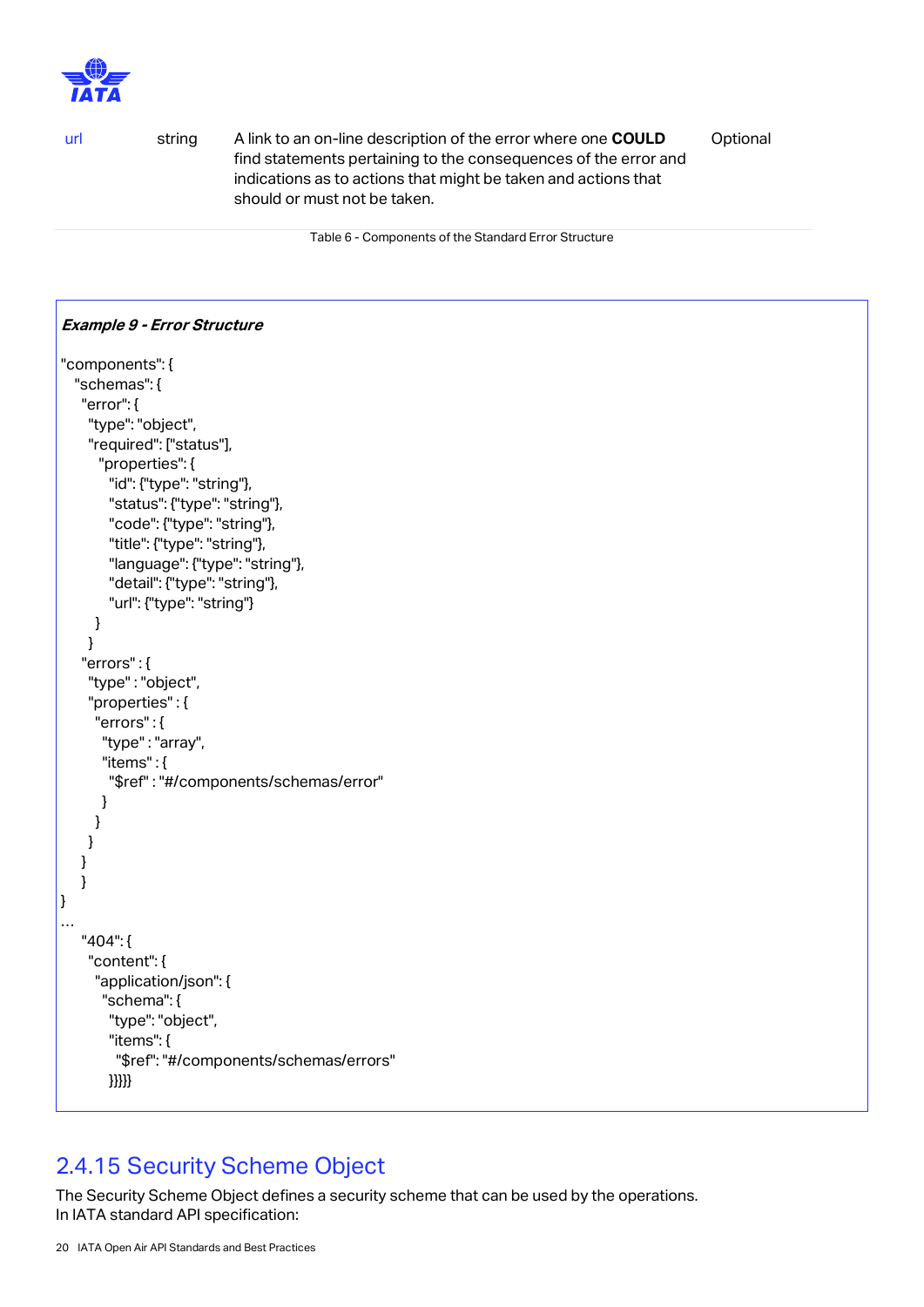| url | string | A link to an on-line description of the error where one **COULD** find statements pertaining to the consequences of the error and indications as to actions that might be taken and actions that should or must not be taken. | Optional |
|---|---|---|---|

Table 6 - Components of the Standard Error Structure

***Example 9 - Error Structure***

```
"components": {
  "schemas": {
    "error": {
      "type": "object",
      "required": ["status"],
        "properties": {
          "id": {"type": "string"},
          "status": {"type": "string"},
          "code": {"type": "string"},
          "title": {"type": "string"},
          "language": {"type": "string"},
          "detail": {"type": "string"},
          "url": {"type": "string"}
        }
      }
    "errors" : {
      "type" : "object",
      "properties" : {
        "errors" : {
          "type" : "array",
          "items" : {
            "$ref" : "#/components/schemas/error"
          }
        }
      }
    }
  }
}
…
    "404": {
      "content": {
        "application/json": {
          "schema": {
            "type": "object",
            "items": {
              "$ref": "#/components/schemas/errors"
            }}}}}
```

## 2.4.15 Security Scheme Object

The Security Scheme Object defines a security scheme that can be used by the operations.
In IATA standard API specification: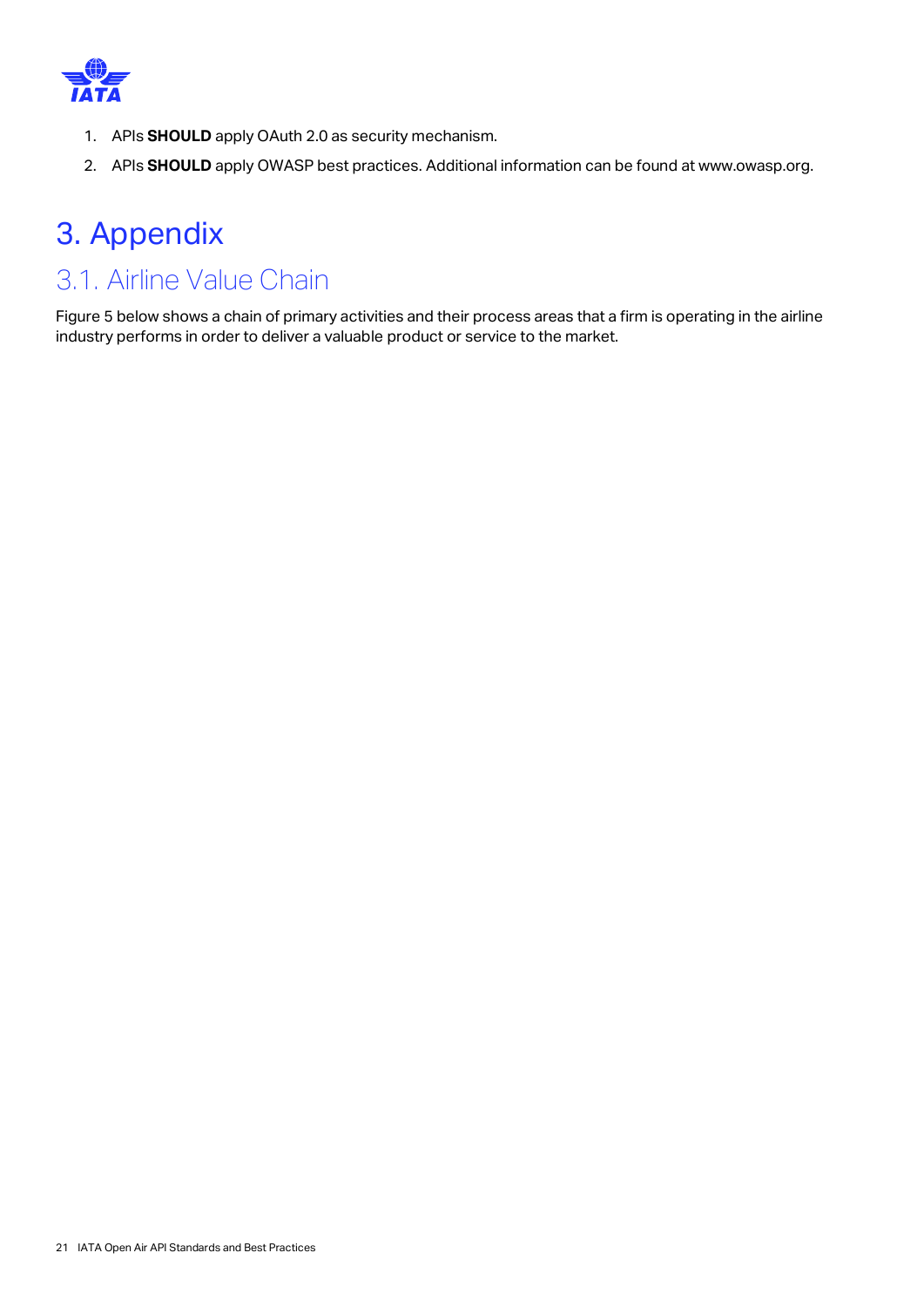1. APIs **SHOULD** apply OAuth 2.0 as security mechanism.
2. APIs **SHOULD** apply OWASP best practices. Additional information can be found at www.owasp.org.

# 3. Appendix

## 3.1. Airline Value Chain

Figure 5 below shows a chain of primary activities and their process areas that a firm is operating in the airline industry performs in order to deliver a valuable product or service to the market.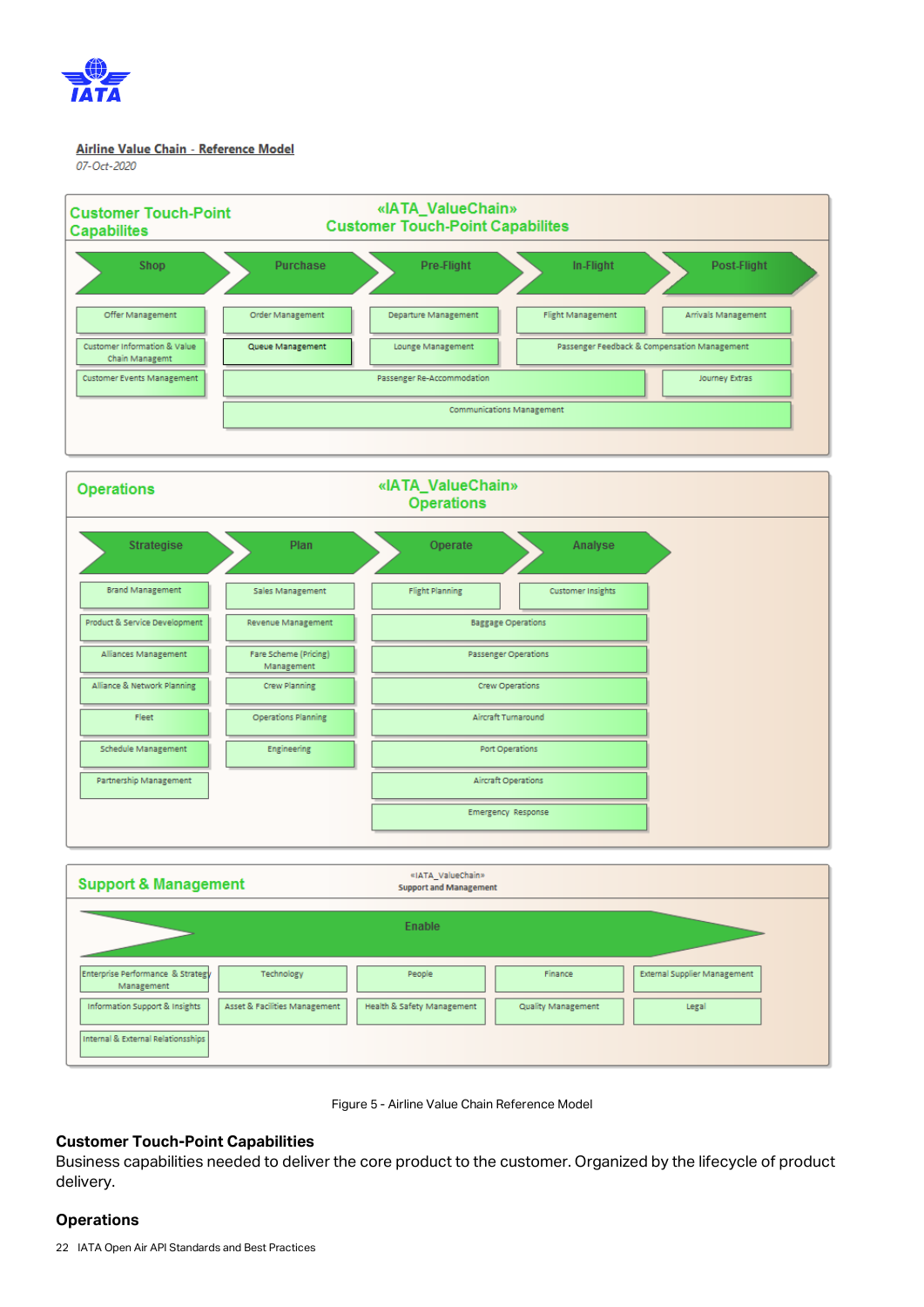**Airline Value Chain - Reference Model**

*07-Oct-2020*

## Customer Touch-Point Capabilites

«IATA_ValueChain» Customer Touch-Point Capabilites

| Shop | Purchase | Pre-Flight | In-Flight | Post-Flight |
|---|---|---|---|---|
| Offer Management | Order Management | Departure Management | Flight Management | Arrivals Management |
| Customer Information & Value Chain Managemt | Queue Management | Lounge Management | Passenger Feedback & Compensation Management | |
| Customer Events Management | Passenger Re-Accommodation | | | Journey Extras |
| | Communications Management | | | |

## Operations

«IATA_ValueChain» Operations

| Strategise | Plan | Operate | Analyse |
|---|---|---|---|
| Brand Management | Sales Management | Flight Planning | Customer Insights |
| Product & Service Development | Revenue Management | Baggage Operations | |
| Alliances Management | Fare Scheme (Pricing) Management | Passenger Operations | |
| Alliance & Network Planning | Crew Planning | Crew Operations | |
| Fleet | Operations Planning | Aircraft Turnaround | |
| Schedule Management | Engineering | Port Operations | |
| Partnership Management | | Aircraft Operations | |
| | | Emergency Response | |

## Support & Management

«IATA_ValueChain» Support and Management

**Enable**

| | | | | |
|---|---|---|---|---|
| Enterprise Performance & Strategy Management | Technology | People | Finance | External Supplier Management |
| Information Support & Insights | Asset & Facilities Management | Health & Safety Management | Quality Management | Legal |
| Internal & External Relationsships | | | | |

Figure 5 - Airline Value Chain Reference Model

### Customer Touch-Point Capabilities

Business capabilities needed to deliver the core product to the customer. Organized by the lifecycle of product delivery.

### Operations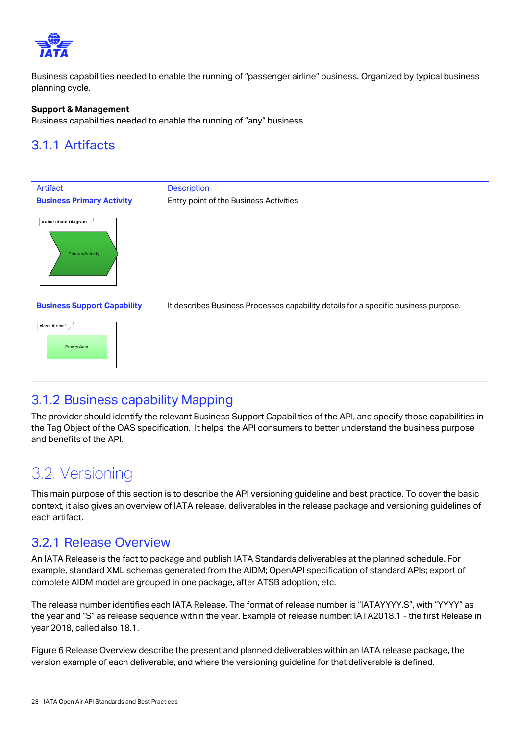Business capabilities needed to enable the running of "passenger airline" business. Organized by typical business planning cycle.

**Support & Management**
Business capabilities needed to enable the running of "any" business.

### 3.1.1 Artifacts

| Artifact | Description |
|---|---|
| **Business Primary Activity** | Entry point of the Business Activities |
| **Business Support Capability** | It describes Business Processes capability details for a specific business purpose. |

### 3.1.2 Business capability Mapping

The provider should identify the relevant Business Support Capabilities of the API, and specify those capabilities in the Tag Object of the OAS specification. It helps the API consumers to better understand the business purpose and benefits of the API.

## 3.2. Versioning

This main purpose of this section is to describe the API versioning guideline and best practice. To cover the basic context, it also gives an overview of IATA release, deliverables in the release package and versioning guidelines of each artifact.

### 3.2.1 Release Overview

An IATA Release is the fact to package and publish IATA Standards deliverables at the planned schedule. For example, standard XML schemas generated from the AIDM; OpenAPI specification of standard APIs; export of complete AIDM model are grouped in one package, after ATSB adoption, etc.

The release number identifies each IATA Release. The format of release number is "IATAYYYY.S", with "YYYY" as the year and "S" as release sequence within the year. Example of release number: IATA2018.1 - the first Release in year 2018, called also 18.1.

Figure 6 Release Overview describe the present and planned deliverables within an IATA release package, the version example of each deliverable, and where the versioning guideline for that deliverable is defined.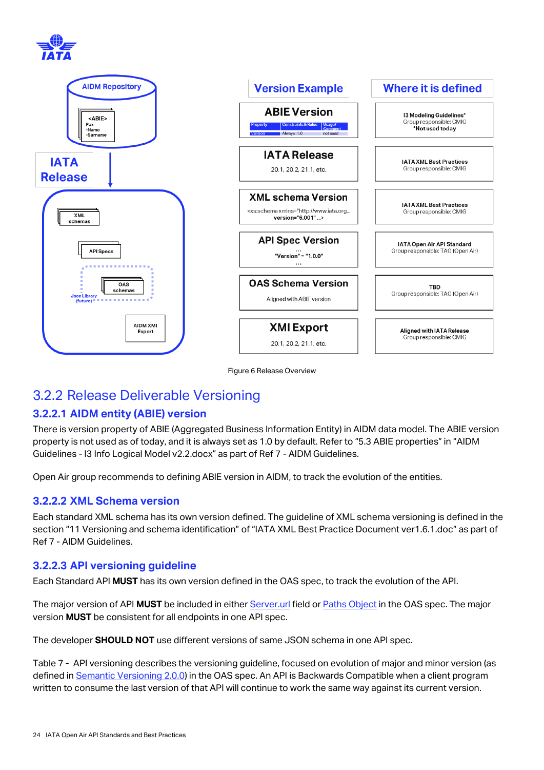| Version Example | Where it is defined |
| --- | --- |
| **ABIE Version** (Property: version; Constraints & Rules: Always : 1.0; Usage/Comment: not used) | I3 Modeling Guidelines* Group responsible: CMIG *Not used today |
| **IATA Release** 20.1, 20.2, 21.1, etc. | IATA XML Best Practices Group responsible: CMIG |
| **XML schema Version** <xs:schema xmlns="http://www.iata.org... version="6.001" ...> | IATA XML Best Practices Group responsible: CMIG |
| **API Spec Version** ... "Version" = "1.0.0" ... | IATA Open Air API Standard Group responsible: TAG (Open Air) |
| **OAS Schema Version** Aligned with ABIE version | TBD Group responsible: TAG (Open Air) |
| **XMI Export** 20.1, 20.2, 21.1, etc. | Aligned with IATA Release Group responsible: CMIG |

Figure 6 Release Overview

## 3.2.2 Release Deliverable Versioning

### 3.2.2.1 AIDM entity (ABIE) version

There is version property of ABIE (Aggregated Business Information Entity) in AIDM data model. The ABIE version property is not used as of today, and it is always set as 1.0 by default. Refer to "5.3 ABIE properties" in "AIDM Guidelines - I3 Info Logical Model v2.2.docx" as part of Ref 7 - AIDM Guidelines.

Open Air group recommends to defining ABIE version in AIDM, to track the evolution of the entities.

### 3.2.2.2 XML Schema version

Each standard XML schema has its own version defined. The guideline of XML schema versioning is defined in the section "11 Versioning and schema identification" of "IATA XML Best Practice Document ver1.6.1.doc" as part of Ref 7 - AIDM Guidelines.

### 3.2.2.3 API versioning guideline

Each Standard API **MUST** has its own version defined in the OAS spec, to track the evolution of the API.

The major version of API **MUST** be included in either Server.url field or Paths Object in the OAS spec. The major version **MUST** be consistent for all endpoints in one API spec.

The developer **SHOULD NOT** use different versions of same JSON schema in one API spec.

Table 7 - API versioning describes the versioning guideline, focused on evolution of major and minor version (as defined in Semantic Versioning 2.0.0) in the OAS spec. An API is Backwards Compatible when a client program written to consume the last version of that API will continue to work the same way against its current version.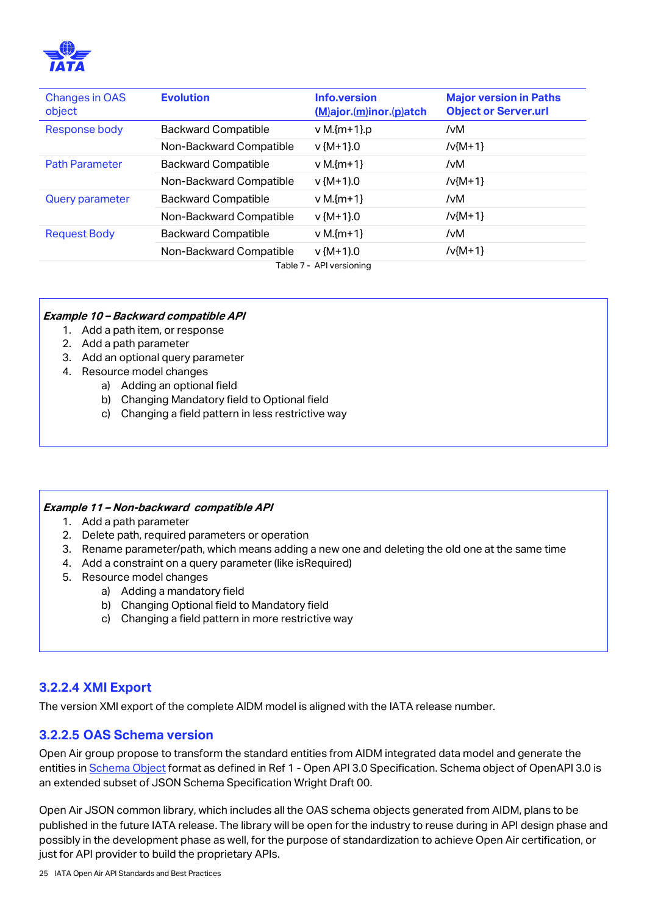| Changes in OAS object | Evolution | Info.version (M)ajor.(m)inor.(p)atch | Major version in Paths Object or Server.url |
|---|---|---|---|
| Response body | Backward Compatible | v M.{m+1}.p | /vM |
| | Non-Backward Compatible | v {M+1}.0 | /v{M+1} |
| Path Parameter | Backward Compatible | v M.{m+1} | /vM |
| | Non-Backward Compatible | v {M+1).0 | /v{M+1} |
| Query parameter | Backward Compatible | v M.{m+1} | /vM |
| | Non-Backward Compatible | v {M+1}.0 | /v{M+1} |
| Request Body | Backward Compatible | v M.{m+1} | /vM |
| | Non-Backward Compatible | v {M+1).0 | /v{M+1} |

Table 7 - API versioning

***Example 10 – Backward compatible API***

1. Add a path item, or response
2. Add a path parameter
3. Add an optional query parameter
4. Resource model changes
   a) Adding an optional field
   b) Changing Mandatory field to Optional field
   c) Changing a field pattern in less restrictive way

***Example 11 – Non-backward compatible API***

1. Add a path parameter
2. Delete path, required parameters or operation
3. Rename parameter/path, which means adding a new one and deleting the old one at the same time
4. Add a constraint on a query parameter (like isRequired)
5. Resource model changes
   a) Adding a mandatory field
   b) Changing Optional field to Mandatory field
   c) Changing a field pattern in more restrictive way

### 3.2.2.4 XMI Export

The version XMI export of the complete AIDM model is aligned with the IATA release number.

### 3.2.2.5 OAS Schema version

Open Air group propose to transform the standard entities from AIDM integrated data model and generate the entities in Schema Object format as defined in Ref 1 - Open API 3.0 Specification. Schema object of OpenAPI 3.0 is an extended subset of JSON Schema Specification Wright Draft 00.

Open Air JSON common library, which includes all the OAS schema objects generated from AIDM, plans to be published in the future IATA release. The library will be open for the industry to reuse during in API design phase and possibly in the development phase as well, for the purpose of standardization to achieve Open Air certification, or just for API provider to build the proprietary APIs.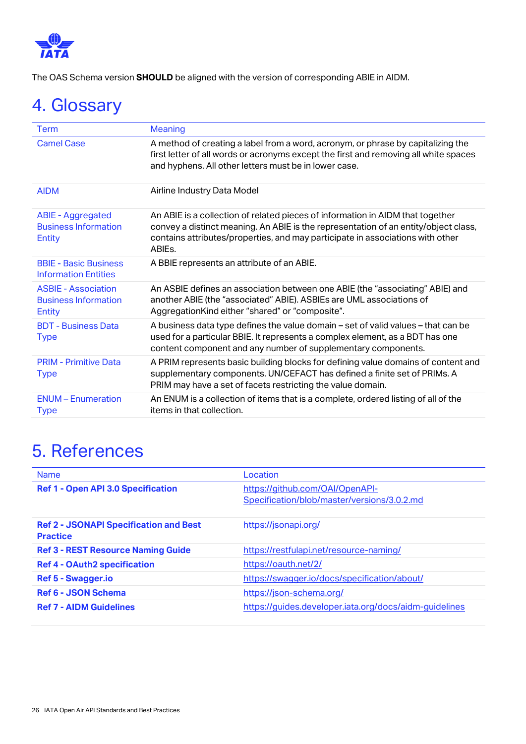The OAS Schema version **SHOULD** be aligned with the version of corresponding ABIE in AIDM.

# 4. Glossary

| Term | Meaning |
|---|---|
| Camel Case | A method of creating a label from a word, acronym, or phrase by capitalizing the first letter of all words or acronyms except the first and removing all white spaces and hyphens. All other letters must be in lower case. |
| AIDM | Airline Industry Data Model |
| ABIE - Aggregated Business Information Entity | An ABIE is a collection of related pieces of information in AIDM that together convey a distinct meaning. An ABIE is the representation of an entity/object class, contains attributes/properties, and may participate in associations with other ABIEs. |
| BBIE - Basic Business Information Entities | A BBIE represents an attribute of an ABIE. |
| ASBIE - Association Business Information Entity | An ASBIE defines an association between one ABIE (the "associating" ABIE) and another ABIE (the "associated" ABIE). ASBIEs are UML associations of AggregationKind either "shared" or "composite". |
| BDT - Business Data Type | A business data type defines the value domain – set of valid values – that can be used for a particular BBIE. It represents a complex element, as a BDT has one content component and any number of supplementary components. |
| PRIM - Primitive Data Type | A PRIM represents basic building blocks for defining value domains of content and supplementary components. UN/CEFACT has defined a finite set of PRIMs. A PRIM may have a set of facets restricting the value domain. |
| ENUM – Enumeration Type | An ENUM is a collection of items that is a complete, ordered listing of all of the items in that collection. |

# 5. References

| Name | Location |
|---|---|
| **Ref 1 - Open API 3.0 Specification** | https://github.com/OAI/OpenAPI-Specification/blob/master/versions/3.0.2.md |
| **Ref 2 - JSONAPI Specification and Best Practice** | https://jsonapi.org/ |
| **Ref 3 - REST Resource Naming Guide** | https://restfulapi.net/resource-naming/ |
| **Ref 4 - OAuth2 specification** | https://oauth.net/2/ |
| **Ref 5 - Swagger.io** | https://swagger.io/docs/specification/about/ |
| **Ref 6 - JSON Schema** | https://json-schema.org/ |
| **Ref 7 - AIDM Guidelines** | https://guides.developer.iata.org/docs/aidm-guidelines |